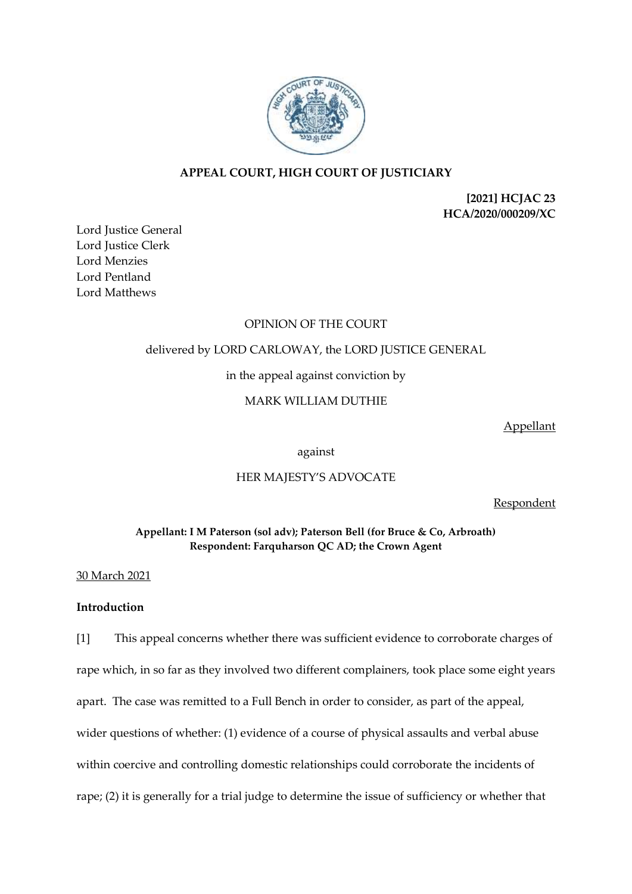**APPEAL COURT, HIGH COURT OF JUSTICIARY**

**[2021] HCJAC 23**
**HCA/2020/000209/XC**

Lord Justice General
Lord Justice Clerk
Lord Menzies
Lord Pentland
Lord Matthews

OPINION OF THE COURT

delivered by LORD CARLOWAY, the LORD JUSTICE GENERAL

in the appeal against conviction by

MARK WILLIAM DUTHIE

Appellant

against

HER MAJESTY'S ADVOCATE

Respondent

**Appellant: I M Paterson (sol adv); Paterson Bell (for Bruce & Co, Arbroath)**
**Respondent: Farquharson QC AD; the Crown Agent**

30 March 2021

## Introduction

[1] This appeal concerns whether there was sufficient evidence to corroborate charges of rape which, in so far as they involved two different complainers, took place some eight years apart. The case was remitted to a Full Bench in order to consider, as part of the appeal, wider questions of whether: (1) evidence of a course of physical assaults and verbal abuse within coercive and controlling domestic relationships could corroborate the incidents of rape; (2) it is generally for a trial judge to determine the issue of sufficiency or whether that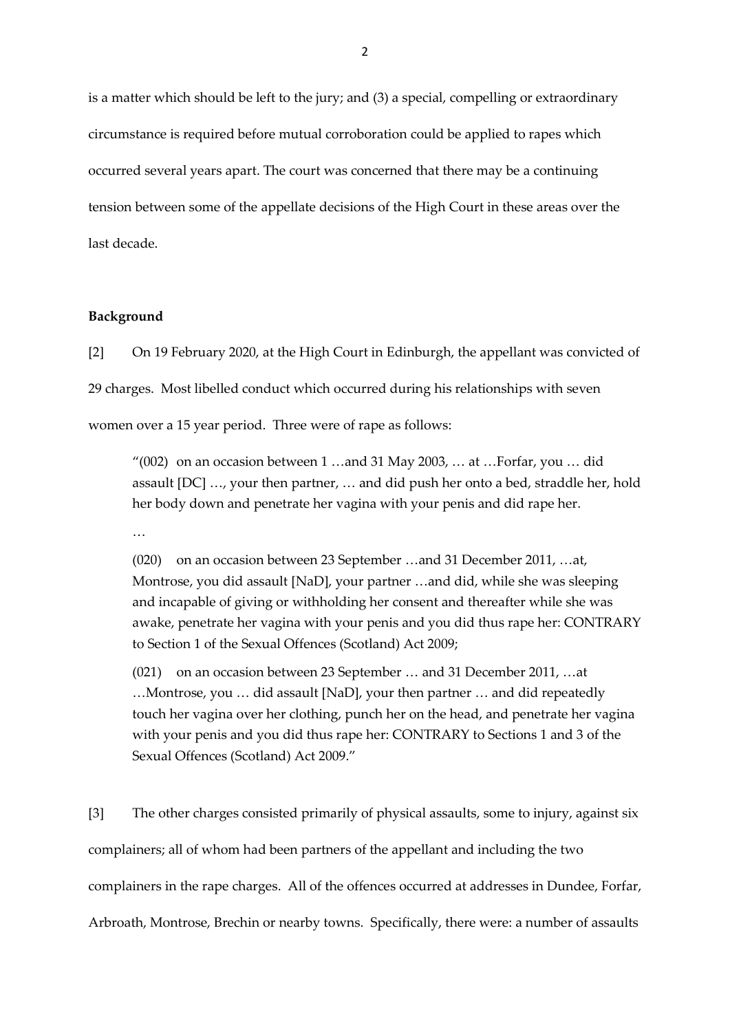is a matter which should be left to the jury; and (3) a special, compelling or extraordinary circumstance is required before mutual corroboration could be applied to rapes which occurred several years apart. The court was concerned that there may be a continuing tension between some of the appellate decisions of the High Court in these areas over the last decade.

**Background**

[2] On 19 February 2020, at the High Court in Edinburgh, the appellant was convicted of 29 charges. Most libelled conduct which occurred during his relationships with seven women over a 15 year period. Three were of rape as follows:

> "(002) on an occasion between 1 …and 31 May 2003, … at …Forfar, you … did assault [DC] …, your then partner, … and did push her onto a bed, straddle her, hold her body down and penetrate her vagina with your penis and did rape her.
>
> …
>
> (020) on an occasion between 23 September …and 31 December 2011, …at, Montrose, you did assault [NaD], your partner …and did, while she was sleeping and incapable of giving or withholding her consent and thereafter while she was awake, penetrate her vagina with your penis and you did thus rape her: CONTRARY to Section 1 of the Sexual Offences (Scotland) Act 2009;
>
> (021) on an occasion between 23 September … and 31 December 2011, …at …Montrose, you … did assault [NaD], your then partner … and did repeatedly touch her vagina over her clothing, punch her on the head, and penetrate her vagina with your penis and you did thus rape her: CONTRARY to Sections 1 and 3 of the Sexual Offences (Scotland) Act 2009."

[3] The other charges consisted primarily of physical assaults, some to injury, against six complainers; all of whom had been partners of the appellant and including the two complainers in the rape charges. All of the offences occurred at addresses in Dundee, Forfar, Arbroath, Montrose, Brechin or nearby towns. Specifically, there were: a number of assaults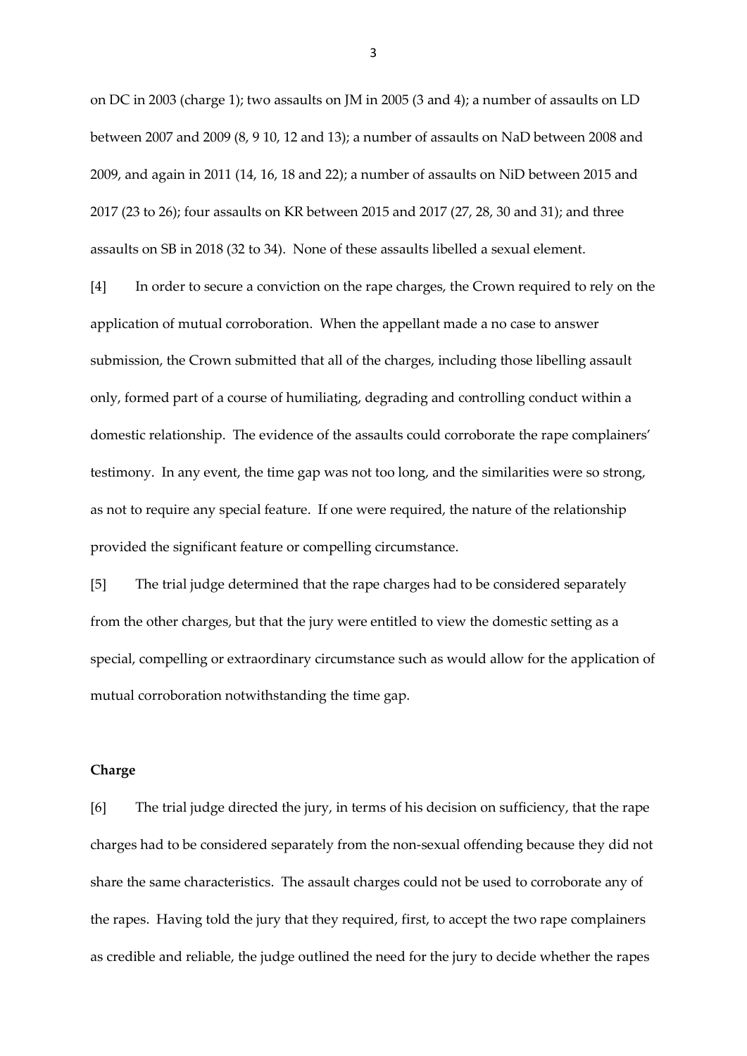on DC in 2003 (charge 1); two assaults on JM in 2005 (3 and 4); a number of assaults on LD between 2007 and 2009 (8, 9 10, 12 and 13); a number of assaults on NaD between 2008 and 2009, and again in 2011 (14, 16, 18 and 22); a number of assaults on NiD between 2015 and 2017 (23 to 26); four assaults on KR between 2015 and 2017 (27, 28, 30 and 31); and three assaults on SB in 2018 (32 to 34). None of these assaults libelled a sexual element.

[4] In order to secure a conviction on the rape charges, the Crown required to rely on the application of mutual corroboration. When the appellant made a no case to answer submission, the Crown submitted that all of the charges, including those libelling assault only, formed part of a course of humiliating, degrading and controlling conduct within a domestic relationship. The evidence of the assaults could corroborate the rape complainers' testimony. In any event, the time gap was not too long, and the similarities were so strong, as not to require any special feature. If one were required, the nature of the relationship provided the significant feature or compelling circumstance.

[5] The trial judge determined that the rape charges had to be considered separately from the other charges, but that the jury were entitled to view the domestic setting as a special, compelling or extraordinary circumstance such as would allow for the application of mutual corroboration notwithstanding the time gap.

**Charge**

[6] The trial judge directed the jury, in terms of his decision on sufficiency, that the rape charges had to be considered separately from the non-sexual offending because they did not share the same characteristics. The assault charges could not be used to corroborate any of the rapes. Having told the jury that they required, first, to accept the two rape complainers as credible and reliable, the judge outlined the need for the jury to decide whether the rapes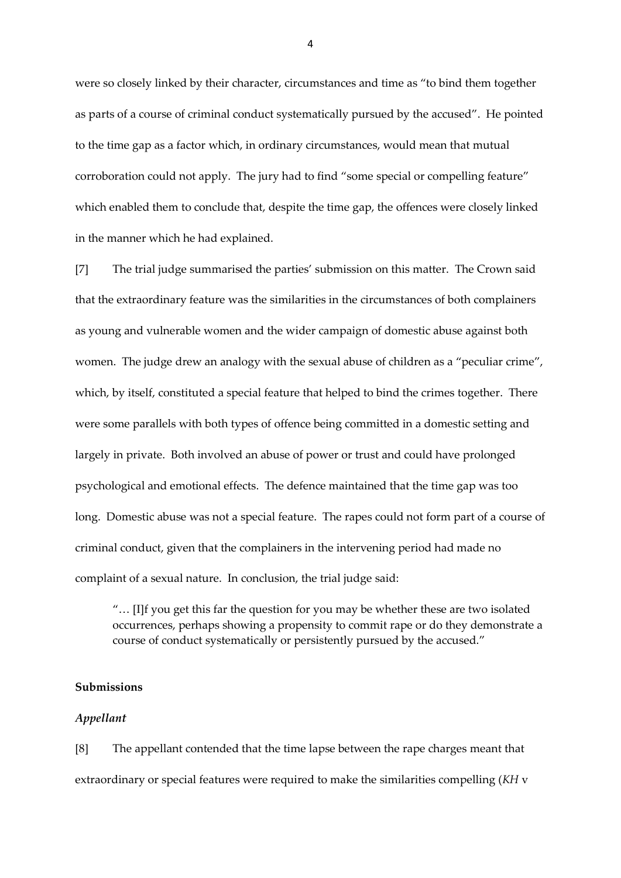were so closely linked by their character, circumstances and time as "to bind them together as parts of a course of criminal conduct systematically pursued by the accused". He pointed to the time gap as a factor which, in ordinary circumstances, would mean that mutual corroboration could not apply. The jury had to find "some special or compelling feature" which enabled them to conclude that, despite the time gap, the offences were closely linked in the manner which he had explained.

[7] The trial judge summarised the parties' submission on this matter. The Crown said that the extraordinary feature was the similarities in the circumstances of both complainers as young and vulnerable women and the wider campaign of domestic abuse against both women. The judge drew an analogy with the sexual abuse of children as a "peculiar crime", which, by itself, constituted a special feature that helped to bind the crimes together. There were some parallels with both types of offence being committed in a domestic setting and largely in private. Both involved an abuse of power or trust and could have prolonged psychological and emotional effects. The defence maintained that the time gap was too long. Domestic abuse was not a special feature. The rapes could not form part of a course of criminal conduct, given that the complainers in the intervening period had made no complaint of a sexual nature. In conclusion, the trial judge said:

> "… [I]f you get this far the question for you may be whether these are two isolated occurrences, perhaps showing a propensity to commit rape or do they demonstrate a course of conduct systematically or persistently pursued by the accused."

## Submissions

### *Appellant*

[8] The appellant contended that the time lapse between the rape charges meant that extraordinary or special features were required to make the similarities compelling (*KH* v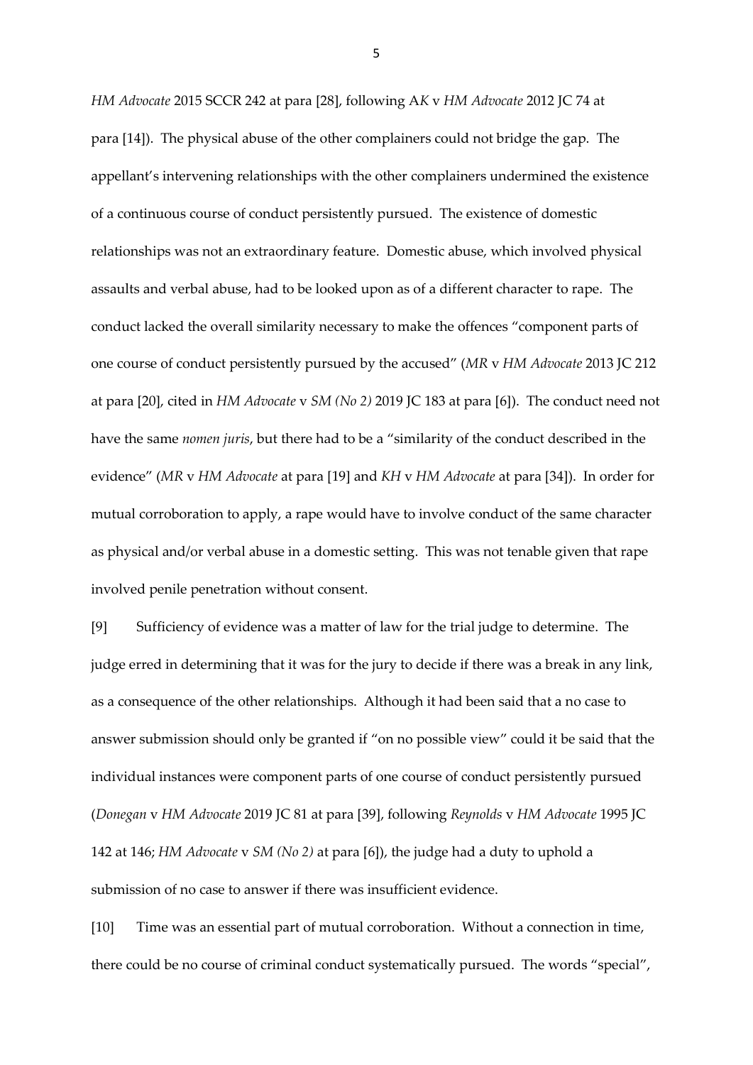*HM Advocate* 2015 SCCR 242 at para [28], following A*K* v *HM Advocate* 2012 JC 74 at para [14]). The physical abuse of the other complainers could not bridge the gap. The appellant's intervening relationships with the other complainers undermined the existence of a continuous course of conduct persistently pursued. The existence of domestic relationships was not an extraordinary feature. Domestic abuse, which involved physical assaults and verbal abuse, had to be looked upon as of a different character to rape. The conduct lacked the overall similarity necessary to make the offences "component parts of one course of conduct persistently pursued by the accused" (*MR* v *HM Advocate* 2013 JC 212 at para [20], cited in *HM Advocate* v *SM (No 2)* 2019 JC 183 at para [6]). The conduct need not have the same *nomen juris*, but there had to be a "similarity of the conduct described in the evidence" (*MR* v *HM Advocate* at para [19] and *KH* v *HM Advocate* at para [34]). In order for mutual corroboration to apply, a rape would have to involve conduct of the same character as physical and/or verbal abuse in a domestic setting. This was not tenable given that rape involved penile penetration without consent.

[9] Sufficiency of evidence was a matter of law for the trial judge to determine. The judge erred in determining that it was for the jury to decide if there was a break in any link, as a consequence of the other relationships. Although it had been said that a no case to answer submission should only be granted if "on no possible view" could it be said that the individual instances were component parts of one course of conduct persistently pursued (*Donegan* v *HM Advocate* 2019 JC 81 at para [39], following *Reynolds* v *HM Advocate* 1995 JC 142 at 146; *HM Advocate* v *SM (No 2)* at para [6]), the judge had a duty to uphold a submission of no case to answer if there was insufficient evidence.

[10] Time was an essential part of mutual corroboration. Without a connection in time, there could be no course of criminal conduct systematically pursued. The words "special",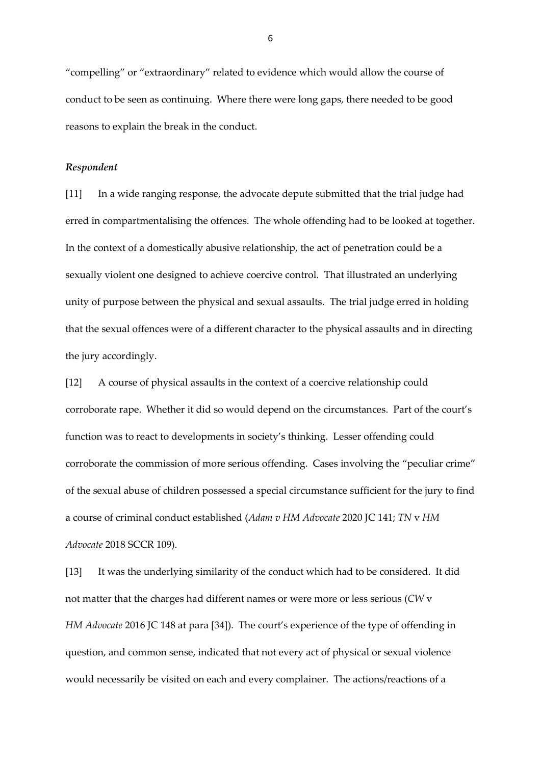"compelling" or "extraordinary" related to evidence which would allow the course of conduct to be seen as continuing. Where there were long gaps, there needed to be good reasons to explain the break in the conduct.

***Respondent***

[11] In a wide ranging response, the advocate depute submitted that the trial judge had erred in compartmentalising the offences. The whole offending had to be looked at together. In the context of a domestically abusive relationship, the act of penetration could be a sexually violent one designed to achieve coercive control. That illustrated an underlying unity of purpose between the physical and sexual assaults. The trial judge erred in holding that the sexual offences were of a different character to the physical assaults and in directing the jury accordingly.

[12] A course of physical assaults in the context of a coercive relationship could corroborate rape. Whether it did so would depend on the circumstances. Part of the court's function was to react to developments in society's thinking. Lesser offending could corroborate the commission of more serious offending. Cases involving the "peculiar crime" of the sexual abuse of children possessed a special circumstance sufficient for the jury to find a course of criminal conduct established (*Adam v HM Advocate* 2020 JC 141; *TN* v *HM Advocate* 2018 SCCR 109).

[13] It was the underlying similarity of the conduct which had to be considered. It did not matter that the charges had different names or were more or less serious (*CW* v *HM Advocate* 2016 JC 148 at para [34]). The court's experience of the type of offending in question, and common sense, indicated that not every act of physical or sexual violence would necessarily be visited on each and every complainer. The actions/reactions of a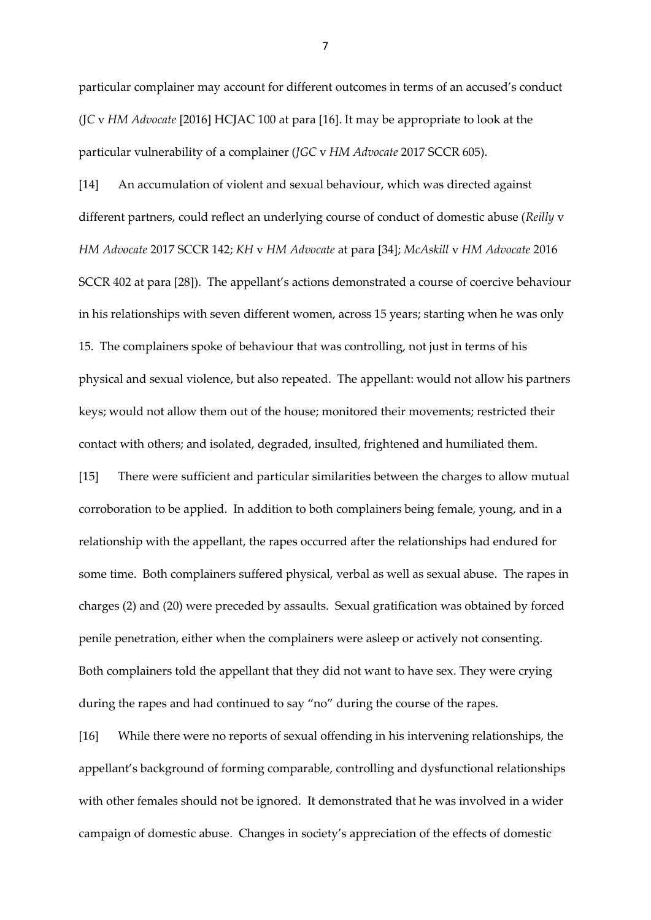particular complainer may account for different outcomes in terms of an accused's conduct (*JC* v *HM Advocate* [2016] HCJAC 100 at para [16]. It may be appropriate to look at the particular vulnerability of a complainer (*JGC* v *HM Advocate* 2017 SCCR 605).

[14] An accumulation of violent and sexual behaviour, which was directed against different partners, could reflect an underlying course of conduct of domestic abuse (*Reilly* v *HM Advocate* 2017 SCCR 142; *KH* v *HM Advocate* at para [34]; *McAskill* v *HM Advocate* 2016 SCCR 402 at para [28]). The appellant's actions demonstrated a course of coercive behaviour in his relationships with seven different women, across 15 years; starting when he was only 15. The complainers spoke of behaviour that was controlling, not just in terms of his physical and sexual violence, but also repeated. The appellant: would not allow his partners keys; would not allow them out of the house; monitored their movements; restricted their contact with others; and isolated, degraded, insulted, frightened and humiliated them.

[15] There were sufficient and particular similarities between the charges to allow mutual corroboration to be applied. In addition to both complainers being female, young, and in a relationship with the appellant, the rapes occurred after the relationships had endured for some time. Both complainers suffered physical, verbal as well as sexual abuse. The rapes in charges (2) and (20) were preceded by assaults. Sexual gratification was obtained by forced penile penetration, either when the complainers were asleep or actively not consenting. Both complainers told the appellant that they did not want to have sex. They were crying during the rapes and had continued to say "no" during the course of the rapes.

[16] While there were no reports of sexual offending in his intervening relationships, the appellant's background of forming comparable, controlling and dysfunctional relationships with other females should not be ignored. It demonstrated that he was involved in a wider campaign of domestic abuse. Changes in society's appreciation of the effects of domestic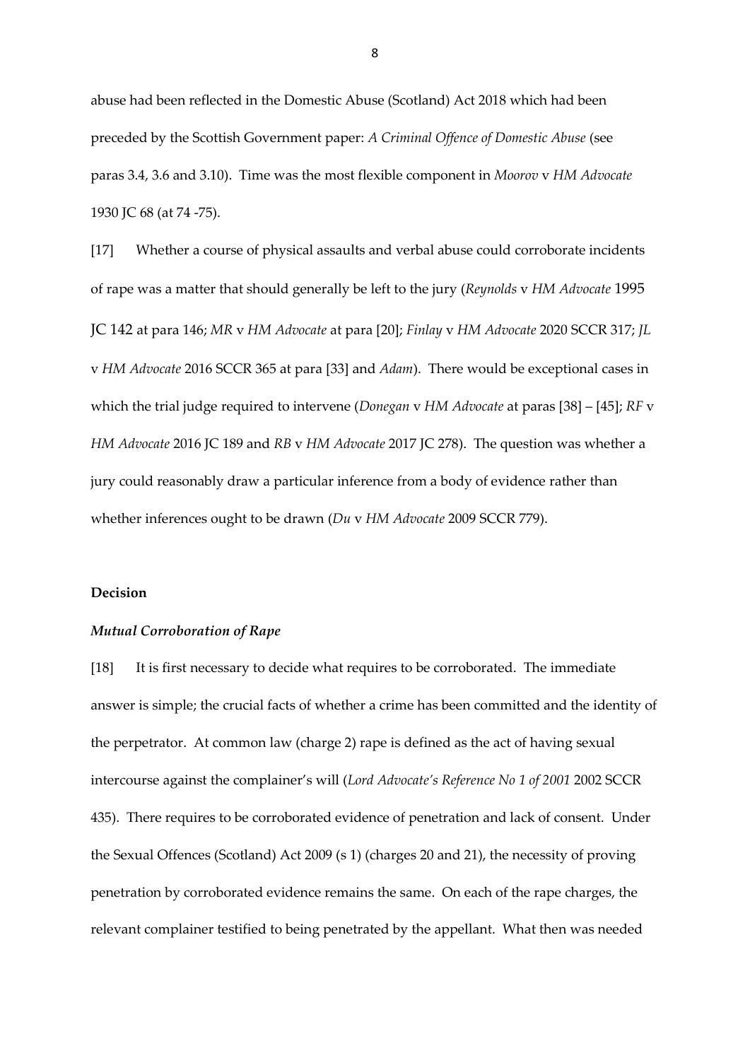abuse had been reflected in the Domestic Abuse (Scotland) Act 2018 which had been preceded by the Scottish Government paper: *A Criminal Offence of Domestic Abuse* (see paras 3.4, 3.6 and 3.10). Time was the most flexible component in *Moorov* v *HM Advocate* 1930 JC 68 (at 74 -75).

[17] Whether a course of physical assaults and verbal abuse could corroborate incidents of rape was a matter that should generally be left to the jury (*Reynolds* v *HM Advocate* 1995 JC 142 at para 146; *MR* v *HM Advocate* at para [20]; *Finlay* v *HM Advocate* 2020 SCCR 317; *JL* v *HM Advocate* 2016 SCCR 365 at para [33] and *Adam*). There would be exceptional cases in which the trial judge required to intervene (*Donegan* v *HM Advocate* at paras [38] – [45]; *RF* v *HM Advocate* 2016 JC 189 and *RB* v *HM Advocate* 2017 JC 278). The question was whether a jury could reasonably draw a particular inference from a body of evidence rather than whether inferences ought to be drawn (*Du* v *HM Advocate* 2009 SCCR 779).

## Decision

### *Mutual Corroboration of Rape*

[18] It is first necessary to decide what requires to be corroborated. The immediate answer is simple; the crucial facts of whether a crime has been committed and the identity of the perpetrator. At common law (charge 2) rape is defined as the act of having sexual intercourse against the complainer's will (*Lord Advocate's Reference No 1 of 2001* 2002 SCCR 435). There requires to be corroborated evidence of penetration and lack of consent. Under the Sexual Offences (Scotland) Act 2009 (s 1) (charges 20 and 21), the necessity of proving penetration by corroborated evidence remains the same. On each of the rape charges, the relevant complainer testified to being penetrated by the appellant. What then was needed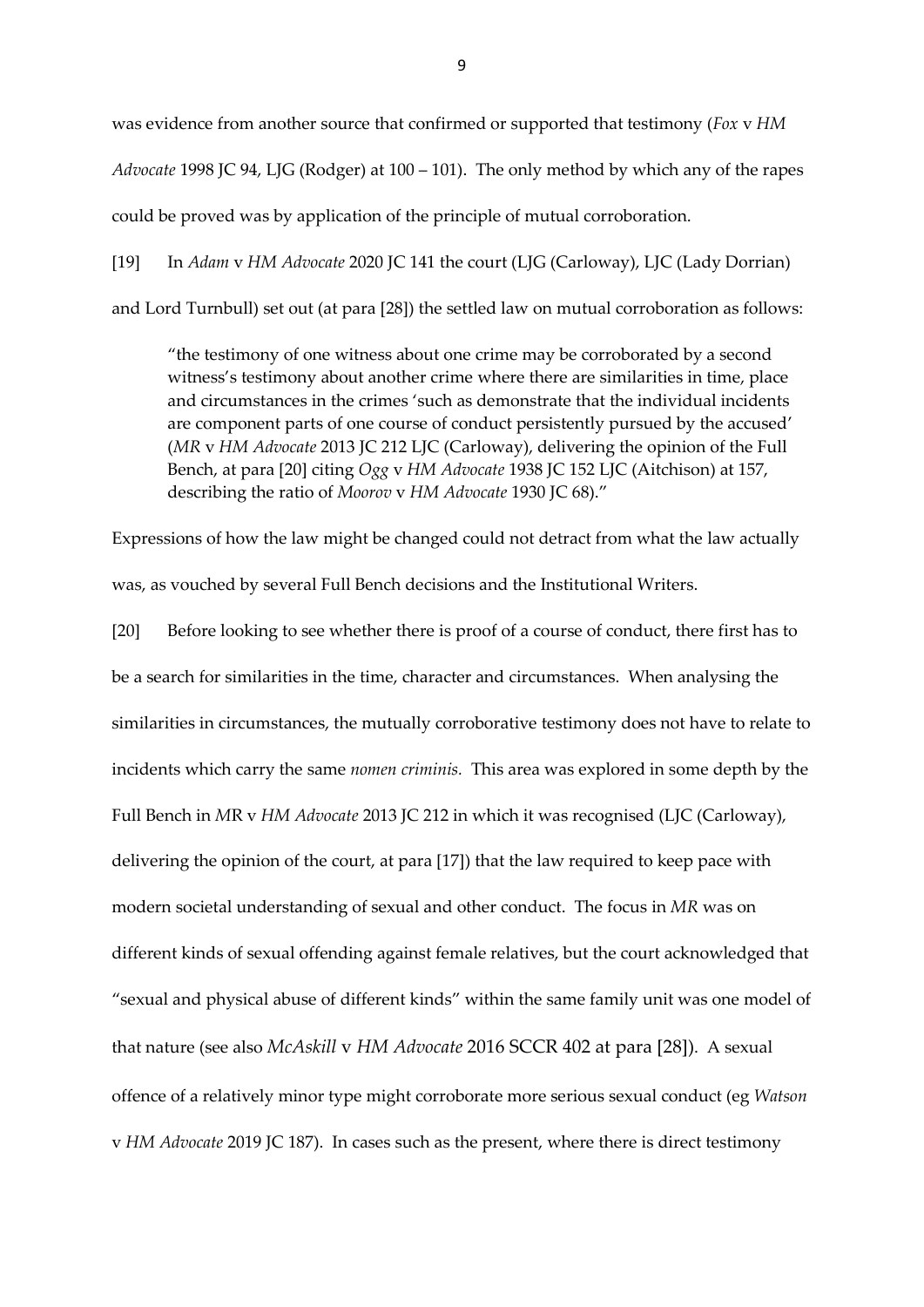was evidence from another source that confirmed or supported that testimony (*Fox* v *HM Advocate* 1998 JC 94, LJG (Rodger) at 100 – 101). The only method by which any of the rapes could be proved was by application of the principle of mutual corroboration.

[19] In *Adam* v *HM Advocate* 2020 JC 141 the court (LJG (Carloway), LJC (Lady Dorrian) and Lord Turnbull) set out (at para [28]) the settled law on mutual corroboration as follows:

> "the testimony of one witness about one crime may be corroborated by a second witness's testimony about another crime where there are similarities in time, place and circumstances in the crimes 'such as demonstrate that the individual incidents are component parts of one course of conduct persistently pursued by the accused' (*MR* v *HM Advocate* 2013 JC 212 LJC (Carloway), delivering the opinion of the Full Bench, at para [20] citing *Ogg* v *HM Advocate* 1938 JC 152 LJC (Aitchison) at 157, describing the ratio of *Moorov* v *HM Advocate* 1930 JC 68)."

Expressions of how the law might be changed could not detract from what the law actually was, as vouched by several Full Bench decisions and the Institutional Writers.

[20] Before looking to see whether there is proof of a course of conduct, there first has to be a search for similarities in the time, character and circumstances. When analysing the similarities in circumstances, the mutually corroborative testimony does not have to relate to incidents which carry the same *nomen criminis.* This area was explored in some depth by the Full Bench in *MR* v *HM Advocate* 2013 JC 212 in which it was recognised (LJC (Carloway), delivering the opinion of the court, at para [17]) that the law required to keep pace with modern societal understanding of sexual and other conduct. The focus in *MR* was on different kinds of sexual offending against female relatives, but the court acknowledged that "sexual and physical abuse of different kinds" within the same family unit was one model of that nature (see also *McAskill* v *HM Advocate* 2016 SCCR 402 at para [28]). A sexual offence of a relatively minor type might corroborate more serious sexual conduct (eg *Watson* v *HM Advocate* 2019 JC 187). In cases such as the present, where there is direct testimony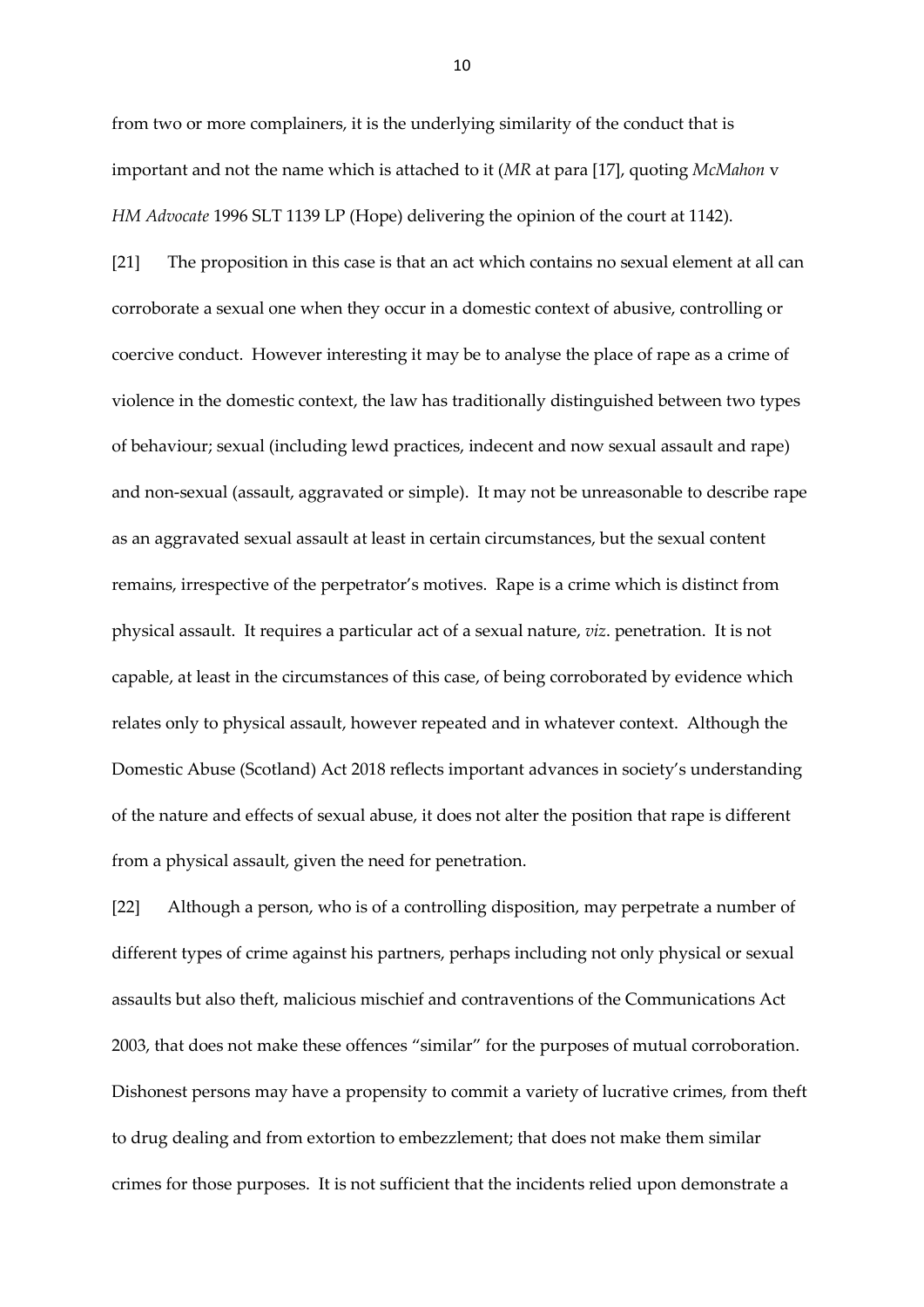from two or more complainers, it is the underlying similarity of the conduct that is important and not the name which is attached to it (*MR* at para [17], quoting *McMahon* v *HM Advocate* 1996 SLT 1139 LP (Hope) delivering the opinion of the court at 1142).

[21] The proposition in this case is that an act which contains no sexual element at all can corroborate a sexual one when they occur in a domestic context of abusive, controlling or coercive conduct. However interesting it may be to analyse the place of rape as a crime of violence in the domestic context, the law has traditionally distinguished between two types of behaviour; sexual (including lewd practices, indecent and now sexual assault and rape) and non-sexual (assault, aggravated or simple). It may not be unreasonable to describe rape as an aggravated sexual assault at least in certain circumstances, but the sexual content remains, irrespective of the perpetrator's motives. Rape is a crime which is distinct from physical assault. It requires a particular act of a sexual nature, *viz*. penetration. It is not capable, at least in the circumstances of this case, of being corroborated by evidence which relates only to physical assault, however repeated and in whatever context. Although the Domestic Abuse (Scotland) Act 2018 reflects important advances in society's understanding of the nature and effects of sexual abuse, it does not alter the position that rape is different from a physical assault, given the need for penetration.

[22] Although a person, who is of a controlling disposition, may perpetrate a number of different types of crime against his partners, perhaps including not only physical or sexual assaults but also theft, malicious mischief and contraventions of the Communications Act 2003, that does not make these offences "similar" for the purposes of mutual corroboration. Dishonest persons may have a propensity to commit a variety of lucrative crimes, from theft to drug dealing and from extortion to embezzlement; that does not make them similar crimes for those purposes. It is not sufficient that the incidents relied upon demonstrate a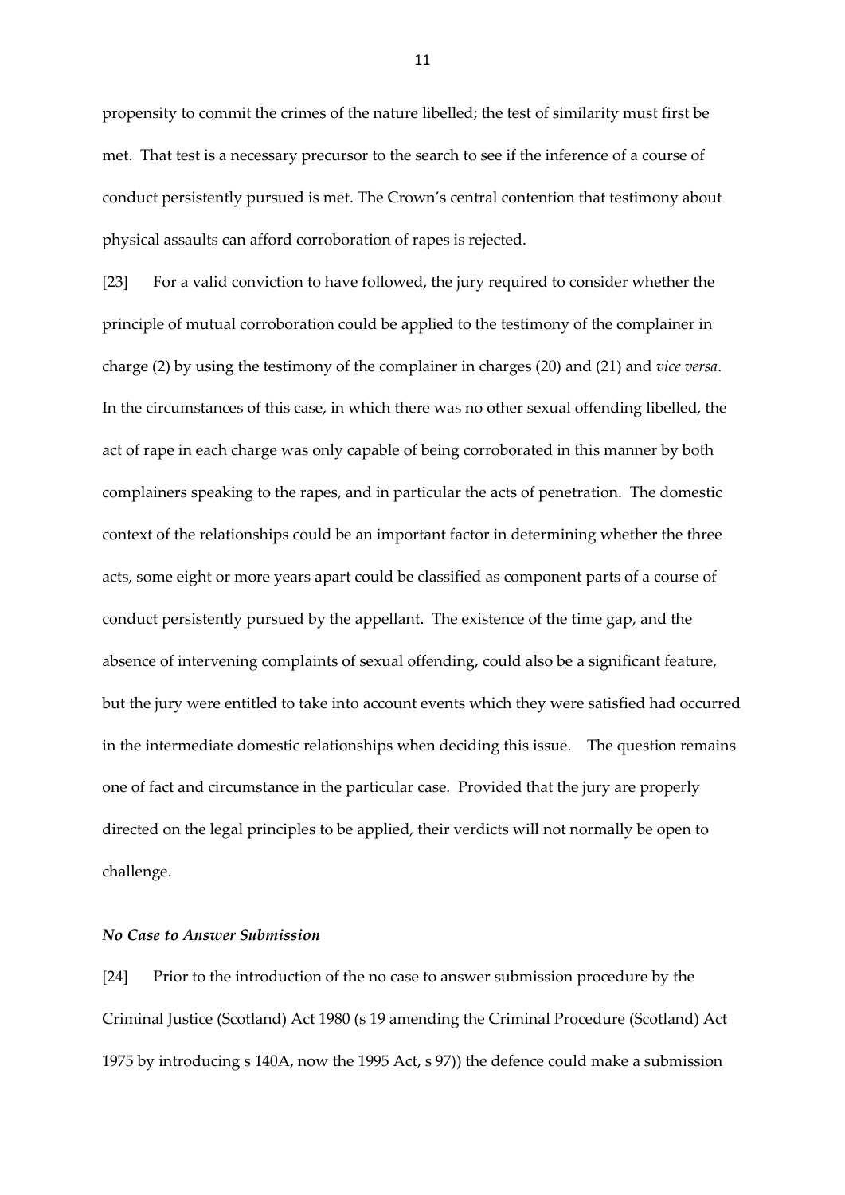propensity to commit the crimes of the nature libelled; the test of similarity must first be met. That test is a necessary precursor to the search to see if the inference of a course of conduct persistently pursued is met. The Crown's central contention that testimony about physical assaults can afford corroboration of rapes is rejected.

[23] For a valid conviction to have followed, the jury required to consider whether the principle of mutual corroboration could be applied to the testimony of the complainer in charge (2) by using the testimony of the complainer in charges (20) and (21) and *vice versa*. In the circumstances of this case, in which there was no other sexual offending libelled, the act of rape in each charge was only capable of being corroborated in this manner by both complainers speaking to the rapes, and in particular the acts of penetration. The domestic context of the relationships could be an important factor in determining whether the three acts, some eight or more years apart could be classified as component parts of a course of conduct persistently pursued by the appellant. The existence of the time gap, and the absence of intervening complaints of sexual offending, could also be a significant feature, but the jury were entitled to take into account events which they were satisfied had occurred in the intermediate domestic relationships when deciding this issue. The question remains one of fact and circumstance in the particular case. Provided that the jury are properly directed on the legal principles to be applied, their verdicts will not normally be open to challenge.

### *No Case to Answer Submission*

[24] Prior to the introduction of the no case to answer submission procedure by the Criminal Justice (Scotland) Act 1980 (s 19 amending the Criminal Procedure (Scotland) Act 1975 by introducing s 140A, now the 1995 Act, s 97)) the defence could make a submission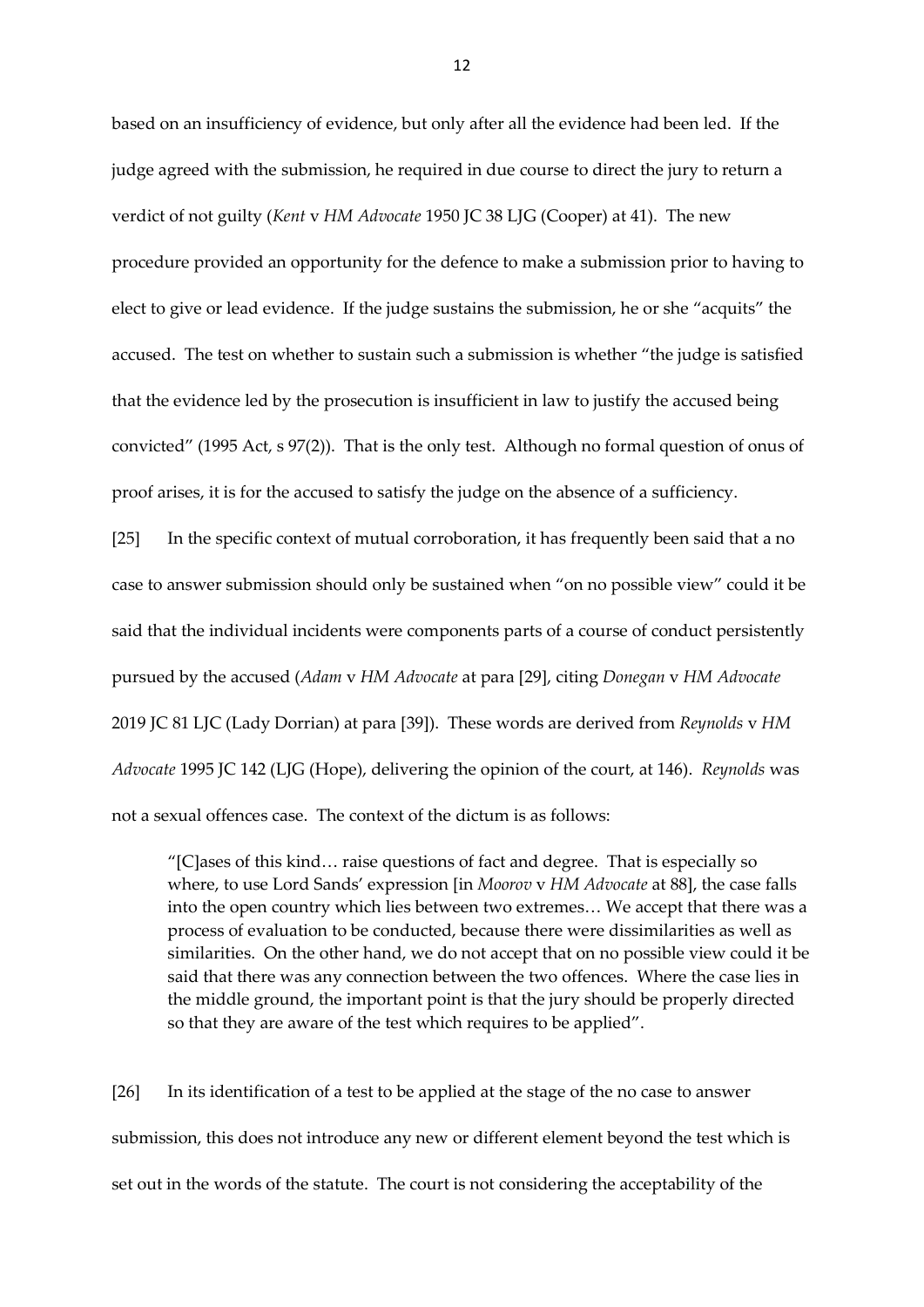based on an insufficiency of evidence, but only after all the evidence had been led. If the judge agreed with the submission, he required in due course to direct the jury to return a verdict of not guilty (*Kent* v *HM Advocate* 1950 JC 38 LJG (Cooper) at 41). The new procedure provided an opportunity for the defence to make a submission prior to having to elect to give or lead evidence. If the judge sustains the submission, he or she "acquits" the accused. The test on whether to sustain such a submission is whether "the judge is satisfied that the evidence led by the prosecution is insufficient in law to justify the accused being convicted" (1995 Act, s 97(2)). That is the only test. Although no formal question of onus of proof arises, it is for the accused to satisfy the judge on the absence of a sufficiency.

[25] In the specific context of mutual corroboration, it has frequently been said that a no case to answer submission should only be sustained when "on no possible view" could it be said that the individual incidents were components parts of a course of conduct persistently pursued by the accused (*Adam* v *HM Advocate* at para [29], citing *Donegan* v *HM Advocate* 2019 JC 81 LJC (Lady Dorrian) at para [39]). These words are derived from *Reynolds* v *HM Advocate* 1995 JC 142 (LJG (Hope), delivering the opinion of the court, at 146). *Reynolds* was not a sexual offences case. The context of the dictum is as follows:

> "[C]ases of this kind… raise questions of fact and degree. That is especially so where, to use Lord Sands' expression [in *Moorov* v *HM Advocate* at 88], the case falls into the open country which lies between two extremes… We accept that there was a process of evaluation to be conducted, because there were dissimilarities as well as similarities. On the other hand, we do not accept that on no possible view could it be said that there was any connection between the two offences. Where the case lies in the middle ground, the important point is that the jury should be properly directed so that they are aware of the test which requires to be applied".

[26] In its identification of a test to be applied at the stage of the no case to answer submission, this does not introduce any new or different element beyond the test which is set out in the words of the statute. The court is not considering the acceptability of the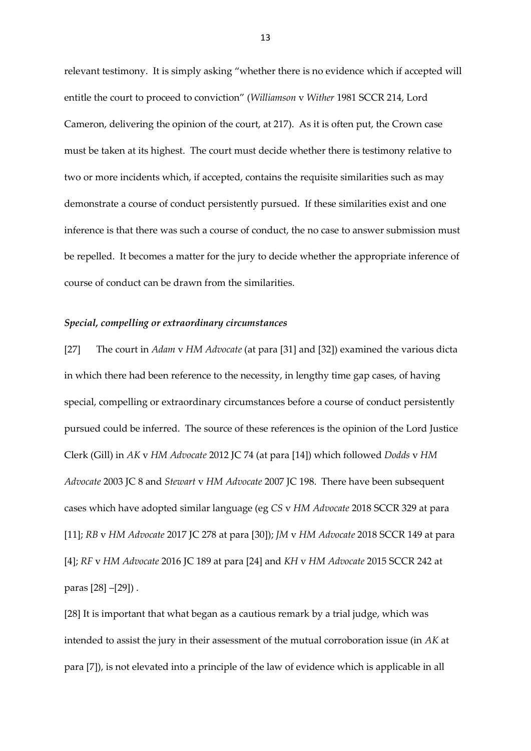relevant testimony. It is simply asking "whether there is no evidence which if accepted will entitle the court to proceed to conviction" (*Williamson* v *Wither* 1981 SCCR 214, Lord Cameron, delivering the opinion of the court, at 217). As it is often put, the Crown case must be taken at its highest. The court must decide whether there is testimony relative to two or more incidents which, if accepted, contains the requisite similarities such as may demonstrate a course of conduct persistently pursued. If these similarities exist and one inference is that there was such a course of conduct, the no case to answer submission must be repelled. It becomes a matter for the jury to decide whether the appropriate inference of course of conduct can be drawn from the similarities.

### *Special, compelling or extraordinary circumstances*

[27] The court in *Adam* v *HM Advocate* (at para [31] and [32]) examined the various dicta in which there had been reference to the necessity, in lengthy time gap cases, of having special, compelling or extraordinary circumstances before a course of conduct persistently pursued could be inferred. The source of these references is the opinion of the Lord Justice Clerk (Gill) in *AK* v *HM Advocate* 2012 JC 74 (at para [14]) which followed *Dodds* v *HM Advocate* 2003 JC 8 and *Stewart* v *HM Advocate* 2007 JC 198. There have been subsequent cases which have adopted similar language (eg *CS* v *HM Advocate* 2018 SCCR 329 at para [11]; *RB* v *HM Advocate* 2017 JC 278 at para [30]); *JM* v *HM Advocate* 2018 SCCR 149 at para [4]; *RF* v *HM Advocate* 2016 JC 189 at para [24] and *KH* v *HM Advocate* 2015 SCCR 242 at paras [28] –[29]) .

[28] It is important that what began as a cautious remark by a trial judge, which was intended to assist the jury in their assessment of the mutual corroboration issue (in *AK* at para [7]), is not elevated into a principle of the law of evidence which is applicable in all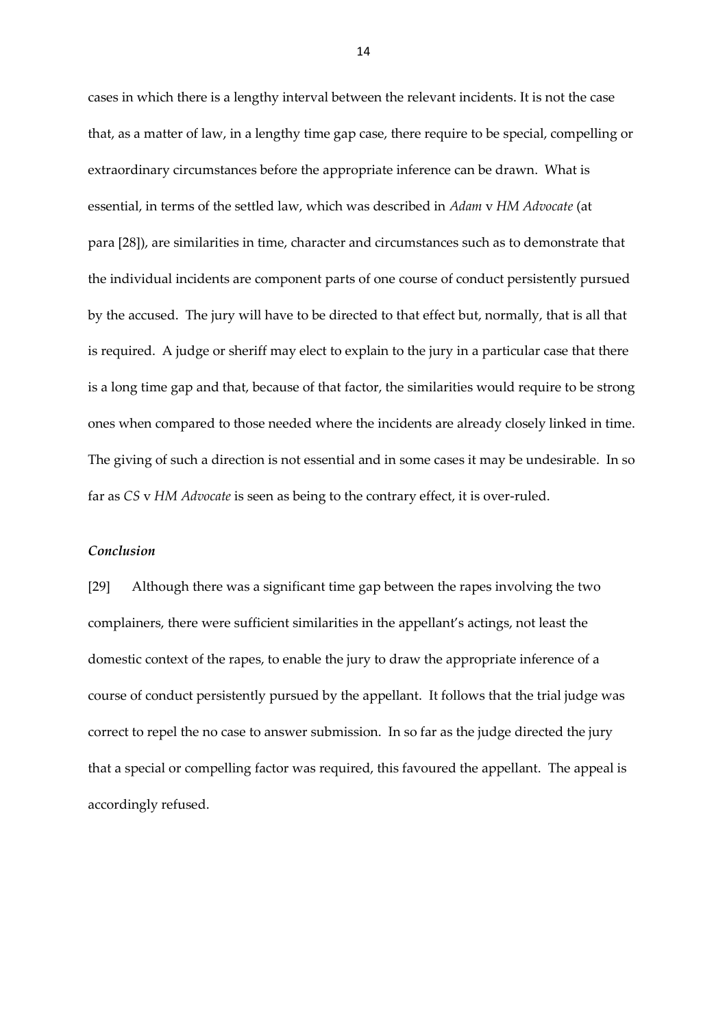cases in which there is a lengthy interval between the relevant incidents. It is not the case that, as a matter of law, in a lengthy time gap case, there require to be special, compelling or extraordinary circumstances before the appropriate inference can be drawn. What is essential, in terms of the settled law, which was described in *Adam* v *HM Advocate* (at para [28]), are similarities in time, character and circumstances such as to demonstrate that the individual incidents are component parts of one course of conduct persistently pursued by the accused. The jury will have to be directed to that effect but, normally, that is all that is required. A judge or sheriff may elect to explain to the jury in a particular case that there is a long time gap and that, because of that factor, the similarities would require to be strong ones when compared to those needed where the incidents are already closely linked in time. The giving of such a direction is not essential and in some cases it may be undesirable. In so far as *CS* v *HM Advocate* is seen as being to the contrary effect, it is over-ruled.

### *Conclusion*

[29] Although there was a significant time gap between the rapes involving the two complainers, there were sufficient similarities in the appellant's actings, not least the domestic context of the rapes, to enable the jury to draw the appropriate inference of a course of conduct persistently pursued by the appellant. It follows that the trial judge was correct to repel the no case to answer submission. In so far as the judge directed the jury that a special or compelling factor was required, this favoured the appellant. The appeal is accordingly refused.